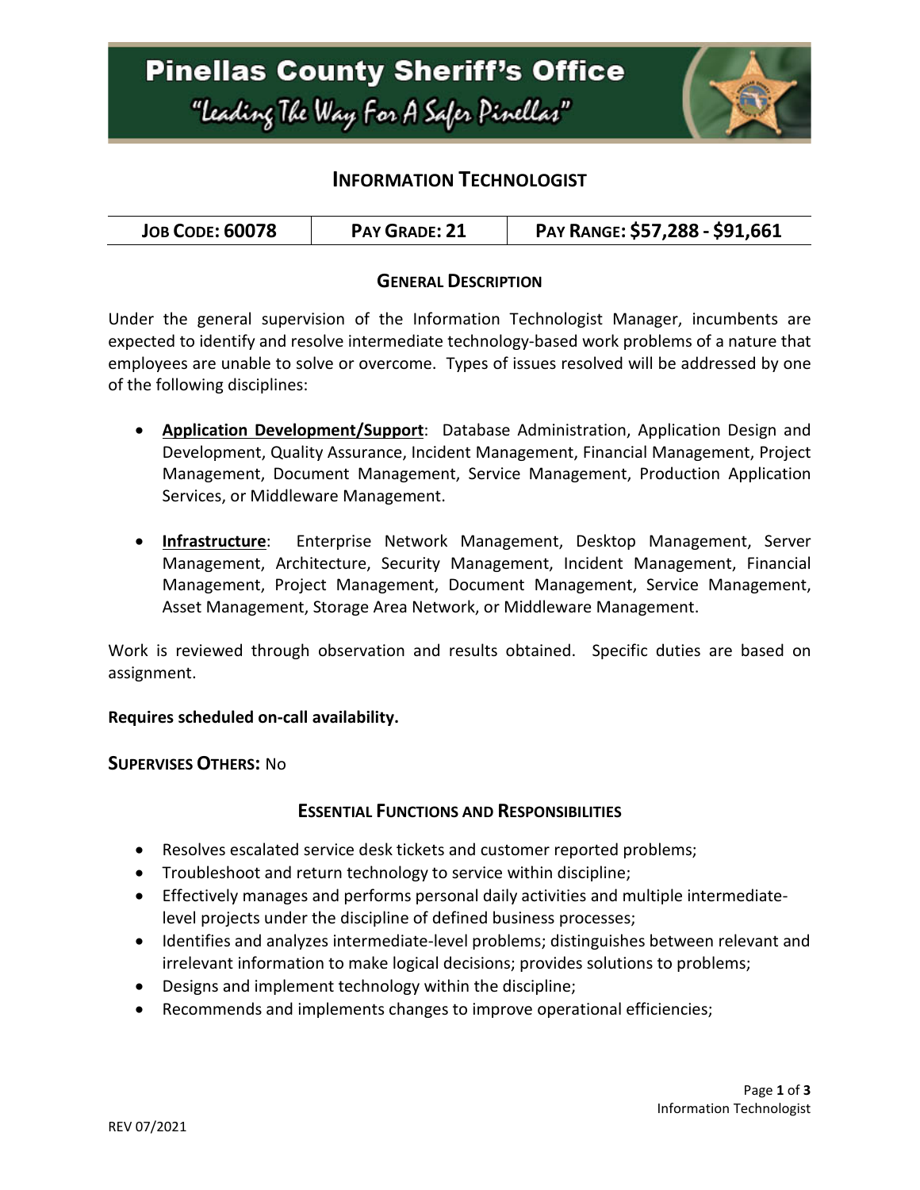# Pinellas County Sheriff's Office

"Leading The Way For A Safer Pinellas"

## Information Technologist

| Job Code: 60078 | Pay Grade: 21 | Pay Range: $57,288 - $91,661 |
| --- | --- | --- |

### General Description

Under the general supervision of the Information Technologist Manager, incumbents are expected to identify and resolve intermediate technology-based work problems of a nature that employees are unable to solve or overcome. Types of issues resolved will be addressed by one of the following disciplines:

- **Application Development/Support**: Database Administration, Application Design and Development, Quality Assurance, Incident Management, Financial Management, Project Management, Document Management, Service Management, Production Application Services, or Middleware Management.
- **Infrastructure**: Enterprise Network Management, Desktop Management, Server Management, Architecture, Security Management, Incident Management, Financial Management, Project Management, Document Management, Service Management, Asset Management, Storage Area Network, or Middleware Management.

Work is reviewed through observation and results obtained. Specific duties are based on assignment.

**Requires scheduled on-call availability.**

**Supervises Others:** No

### Essential Functions and Responsibilities

- Resolves escalated service desk tickets and customer reported problems;
- Troubleshoot and return technology to service within discipline;
- Effectively manages and performs personal daily activities and multiple intermediate-level projects under the discipline of defined business processes;
- Identifies and analyzes intermediate-level problems; distinguishes between relevant and irrelevant information to make logical decisions; provides solutions to problems;
- Designs and implement technology within the discipline;
- Recommends and implements changes to improve operational efficiencies;

REV 07/2021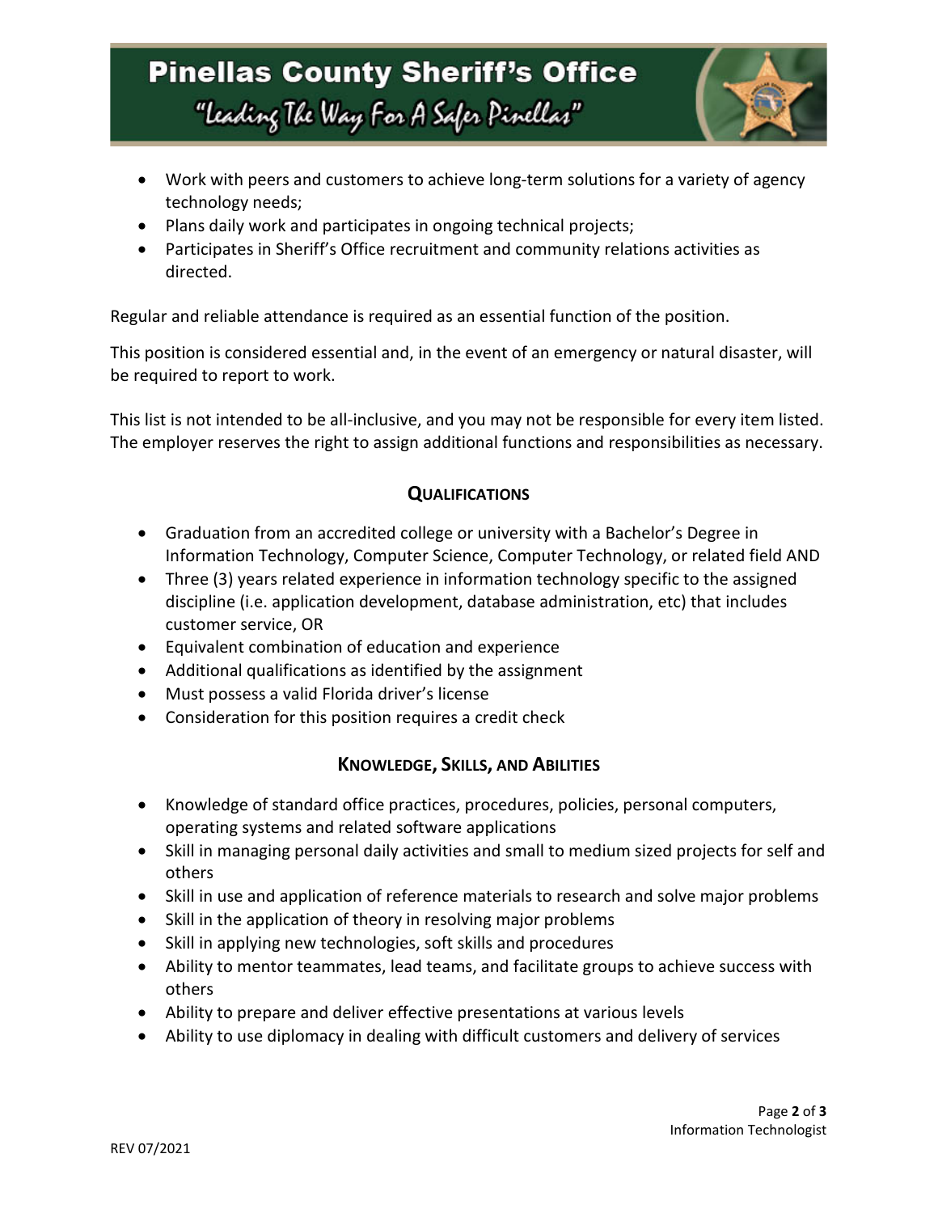- Work with peers and customers to achieve long-term solutions for a variety of agency technology needs;
- Plans daily work and participates in ongoing technical projects;
- Participates in Sheriff's Office recruitment and community relations activities as directed.

Regular and reliable attendance is required as an essential function of the position.

This position is considered essential and, in the event of an emergency or natural disaster, will be required to report to work.

This list is not intended to be all-inclusive, and you may not be responsible for every item listed. The employer reserves the right to assign additional functions and responsibilities as necessary.

## Qualifications

- Graduation from an accredited college or university with a Bachelor's Degree in Information Technology, Computer Science, Computer Technology, or related field AND
- Three (3) years related experience in information technology specific to the assigned discipline (i.e. application development, database administration, etc) that includes customer service, OR
- Equivalent combination of education and experience
- Additional qualifications as identified by the assignment
- Must possess a valid Florida driver's license
- Consideration for this position requires a credit check

## Knowledge, Skills, and Abilities

- Knowledge of standard office practices, procedures, policies, personal computers, operating systems and related software applications
- Skill in managing personal daily activities and small to medium sized projects for self and others
- Skill in use and application of reference materials to research and solve major problems
- Skill in the application of theory in resolving major problems
- Skill in applying new technologies, soft skills and procedures
- Ability to mentor teammates, lead teams, and facilitate groups to achieve success with others
- Ability to prepare and deliver effective presentations at various levels
- Ability to use diplomacy in dealing with difficult customers and delivery of services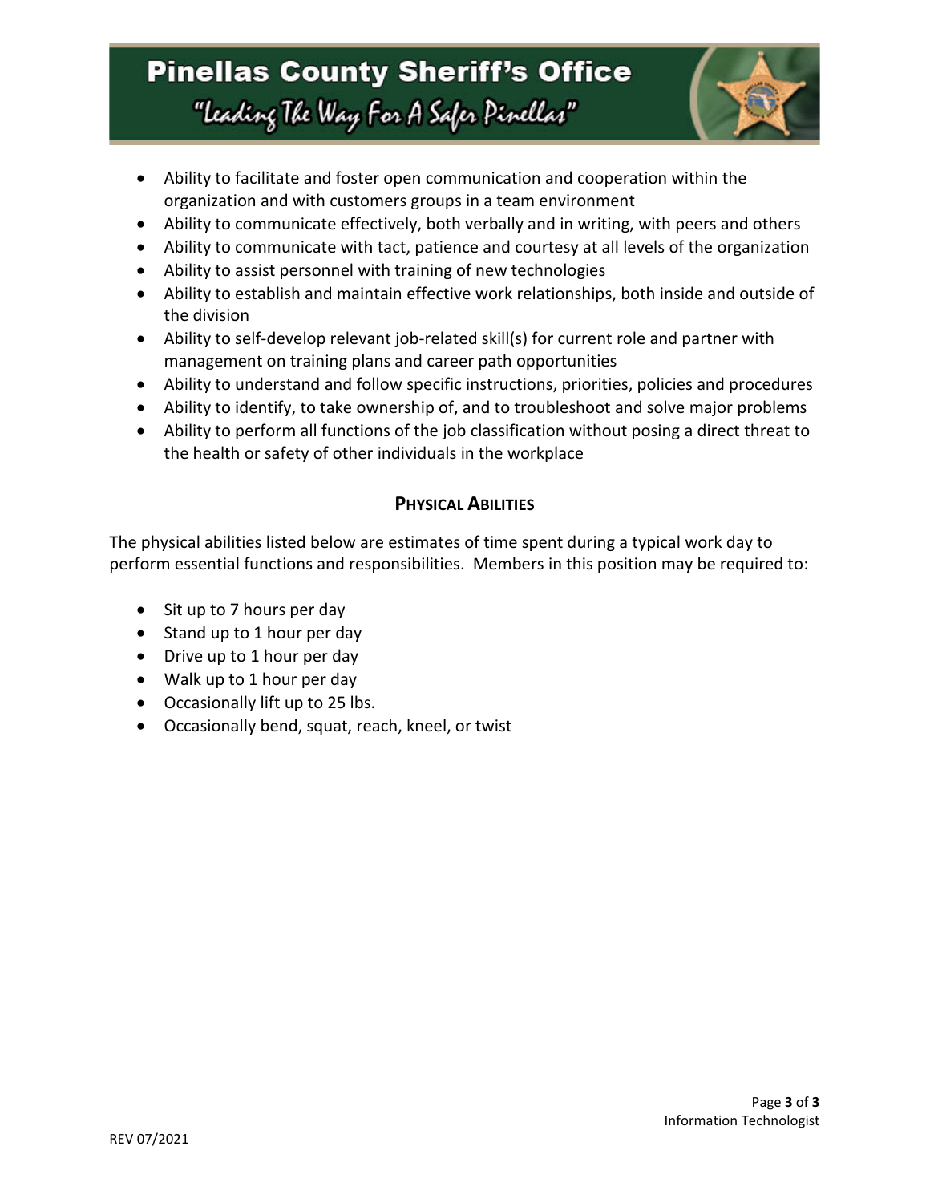- Ability to facilitate and foster open communication and cooperation within the organization and with customers groups in a team environment
- Ability to communicate effectively, both verbally and in writing, with peers and others
- Ability to communicate with tact, patience and courtesy at all levels of the organization
- Ability to assist personnel with training of new technologies
- Ability to establish and maintain effective work relationships, both inside and outside of the division
- Ability to self-develop relevant job-related skill(s) for current role and partner with management on training plans and career path opportunities
- Ability to understand and follow specific instructions, priorities, policies and procedures
- Ability to identify, to take ownership of, and to troubleshoot and solve major problems
- Ability to perform all functions of the job classification without posing a direct threat to the health or safety of other individuals in the workplace

## PHYSICAL ABILITIES

The physical abilities listed below are estimates of time spent during a typical work day to perform essential functions and responsibilities. Members in this position may be required to:

- Sit up to 7 hours per day
- Stand up to 1 hour per day
- Drive up to 1 hour per day
- Walk up to 1 hour per day
- Occasionally lift up to 25 lbs.
- Occasionally bend, squat, reach, kneel, or twist